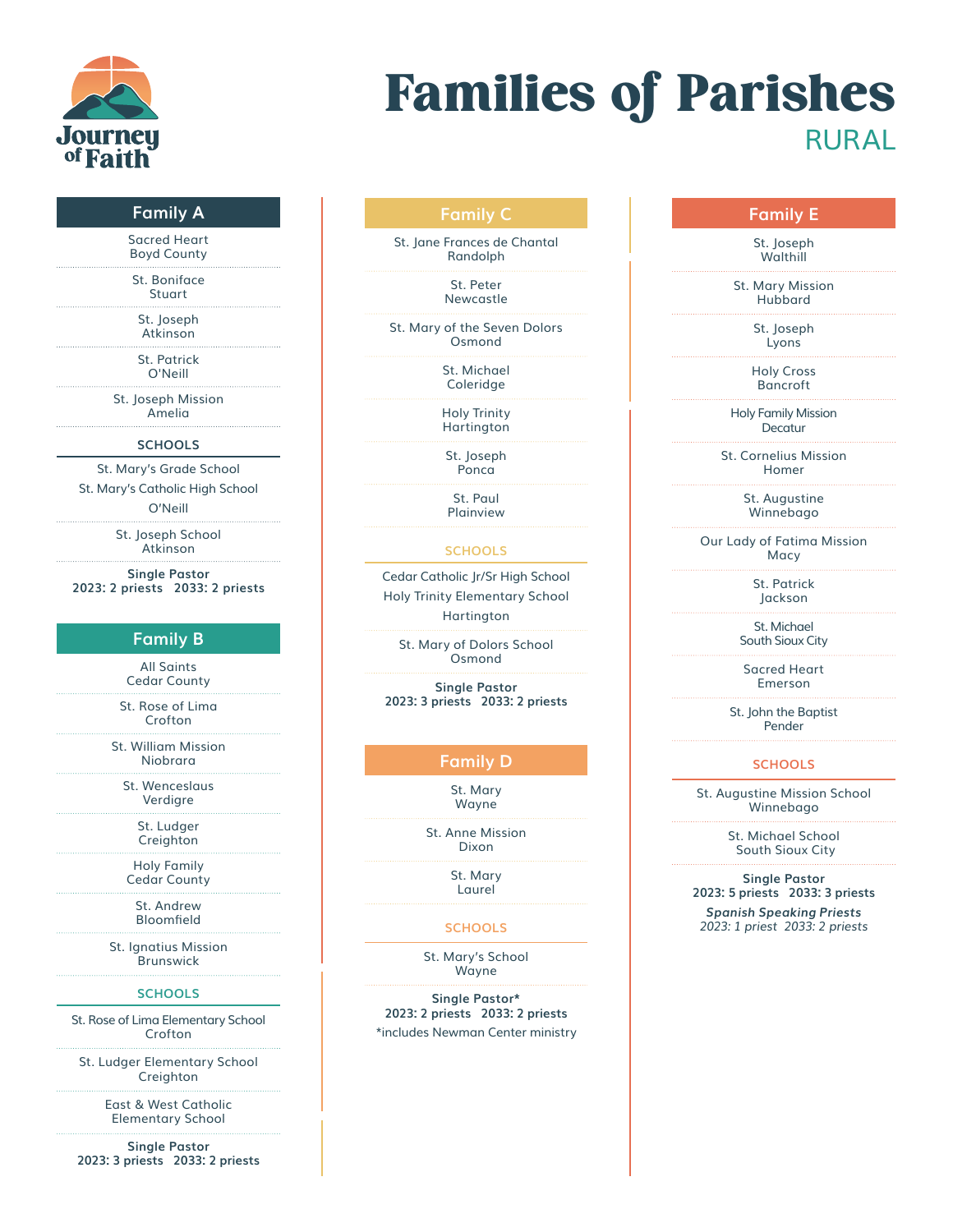Journey of Faith

# Families of Parishes

RURAL

## Family A

Sacred Heart
Boyd County

St. Boniface
Stuart

St. Joseph
Atkinson

St. Patrick
O'Neill

St. Joseph Mission
Amelia

### SCHOOLS

St. Mary's Grade School
St. Mary's Catholic High School
O'Neill

St. Joseph School
Atkinson

**Single Pastor**
**2023: 2 priests 2033: 2 priests**

## Family B

All Saints
Cedar County

St. Rose of Lima
Crofton

St. William Mission
Niobrara

St. Wenceslaus
Verdigre

St. Ludger
Creighton

Holy Family
Cedar County

St. Andrew
Bloomfield

St. Ignatius Mission
Brunswick

### SCHOOLS

St. Rose of Lima Elementary School
Crofton

St. Ludger Elementary School
Creighton

East & West Catholic
Elementary School

**Single Pastor**
**2023: 3 priests 2033: 2 priests**

## Family C

St. Jane Frances de Chantal
Randolph

St. Peter
Newcastle

St. Mary of the Seven Dolors
Osmond

St. Michael
Coleridge

Holy Trinity
Hartington

St. Joseph
Ponca

St. Paul
Plainview

### SCHOOLS

Cedar Catholic Jr/Sr High School
Holy Trinity Elementary School
Hartington

St. Mary of Dolors School
Osmond

**Single Pastor**
**2023: 3 priests 2033: 2 priests**

## Family D

St. Mary
Wayne

St. Anne Mission
Dixon

St. Mary
Laurel

### SCHOOLS

St. Mary's School
Wayne

**Single Pastor***
**2023: 2 priests 2033: 2 priests**
*includes Newman Center ministry

## Family E

St. Joseph
Walthill

St. Mary Mission
Hubbard

St. Joseph
Lyons

Holy Cross
Bancroft

Holy Family Mission
Decatur

St. Cornelius Mission
Homer

St. Augustine
Winnebago

Our Lady of Fatima Mission
Macy

St. Patrick
Jackson

St. Michael
South Sioux City

Sacred Heart
Emerson

St. John the Baptist
Pender

### SCHOOLS

St. Augustine Mission School
Winnebago

St. Michael School
South Sioux City

**Single Pastor**
**2023: 5 priests 2033: 3 priests**

***Spanish Speaking Priests***
*2023: 1 priest 2033: 2 priests*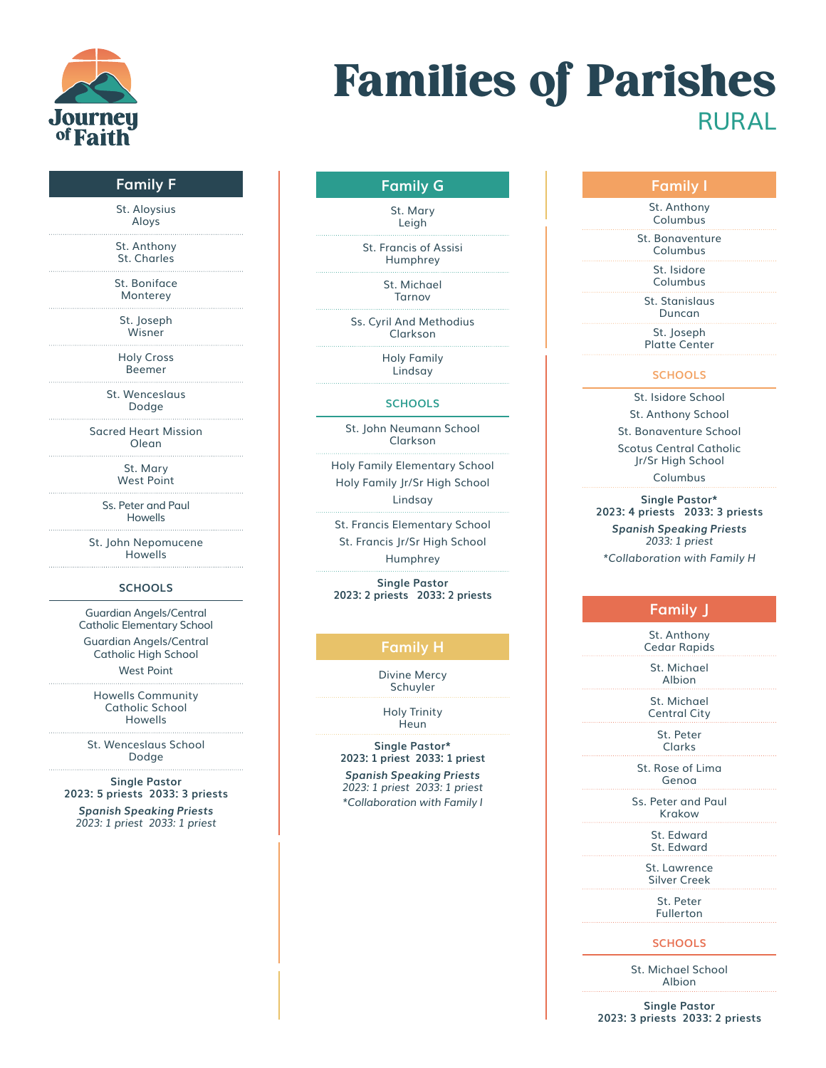# Families of Parishes

## RURAL

Journey of Faith

## Family F

St. Aloysius
Aloys

St. Anthony
St. Charles

St. Boniface
Monterey

St. Joseph
Wisner

Holy Cross
Beemer

St. Wenceslaus
Dodge

Sacred Heart Mission
Olean

St. Mary
West Point

Ss. Peter and Paul
Howells

St. John Nepomucene
Howells

### SCHOOLS

Guardian Angels/Central Catholic Elementary School
Guardian Angels/Central Catholic High School
West Point

Howells Community Catholic School
Howells

St. Wenceslaus School
Dodge

**Single Pastor**
**2023: 5 priests 2033: 3 priests**

***Spanish Speaking Priests***
*2023: 1 priest 2033: 1 priest*

## Family G

St. Mary
Leigh

St. Francis of Assisi
Humphrey

St. Michael
Tarnov

Ss. Cyril And Methodius
Clarkson

Holy Family
Lindsay

### SCHOOLS

St. John Neumann School
Clarkson

Holy Family Elementary School
Holy Family Jr/Sr High School
Lindsay

St. Francis Elementary School
St. Francis Jr/Sr High School
Humphrey

**Single Pastor**
**2023: 2 priests 2033: 2 priests**

## Family H

Divine Mercy
Schuyler

Holy Trinity
Heun

**Single Pastor***
**2023: 1 priest 2033: 1 priest**

***Spanish Speaking Priests***
*2023: 1 priest 2033: 1 priest*
*\*Collaboration with Family I*

## Family I

St. Anthony
Columbus

St. Bonaventure
Columbus

St. Isidore
Columbus

St. Stanislaus
Duncan

St. Joseph
Platte Center

### SCHOOLS

St. Isidore School
St. Anthony School
St. Bonaventure School
Scotus Central Catholic Jr/Sr High School
Columbus

**Single Pastor***
**2023: 4 priests 2033: 3 priests**

***Spanish Speaking Priests***
*2033: 1 priest*
*\*Collaboration with Family H*

## Family J

St. Anthony
Cedar Rapids

St. Michael
Albion

St. Michael
Central City

St. Peter
Clarks

St. Rose of Lima
Genoa

Ss. Peter and Paul
Krakow

St. Edward
St. Edward

St. Lawrence
Silver Creek

St. Peter
Fullerton

### SCHOOLS

St. Michael School
Albion

**Single Pastor**
**2023: 3 priests 2033: 2 priests**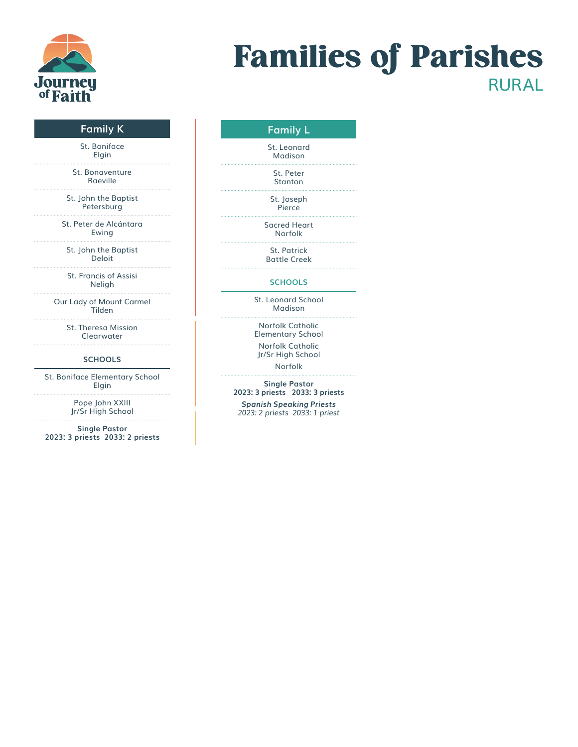Journey of Faith

# Families of Parishes

RURAL

## Family K

St. Boniface
Elgin

St. Bonaventure
Raeville

St. John the Baptist
Petersburg

St. Peter de Alcántara
Ewing

St. John the Baptist
Deloit

St. Francis of Assisi
Neligh

Our Lady of Mount Carmel
Tilden

St. Theresa Mission
Clearwater

### SCHOOLS

St. Boniface Elementary School
Elgin

Pope John XXIII
Jr/Sr High School

**Single Pastor**
**2023: 3 priests 2033: 2 priests**

## Family L

St. Leonard
Madison

St. Peter
Stanton

St. Joseph
Pierce

Sacred Heart
Norfolk

St. Patrick
Battle Creek

### SCHOOLS

St. Leonard School
Madison

Norfolk Catholic
Elementary School
Norfolk Catholic
Jr/Sr High School
Norfolk

**Single Pastor**
**2023: 3 priests 2033: 3 priests**

***Spanish Speaking Priests***
*2023: 2 priests 2033: 1 priest*